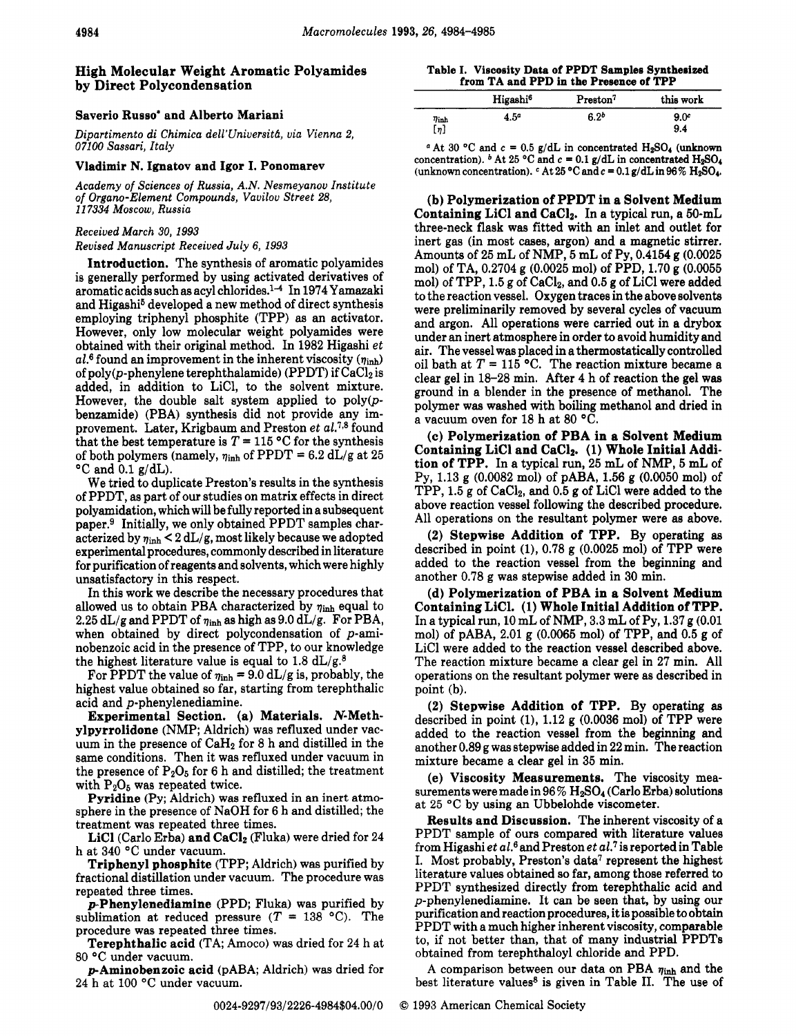# High Molecular Weight Aromatic Polyamides by Direct Polycondensation

**Saverio Russo\* and Alberto Mariani**

*Dipartimento di Chimica dell'Università, via Vienna 2, 07100 Sassari, Italy*

**Vladimir N. Ignatov and Igor I. Ponomarev**

*Academy of Sciences of Russia, A.N. Nesmeyanov Institute of Organo-Element Compounds, Vavilov Street 28, 117334 Moscow, Russia*

*Received March 30, 1993*
*Revised Manuscript Received July 6, 1993*

**Introduction.** The synthesis of aromatic polyamides is generally performed by using activated derivatives of aromatic acids such as acyl chlorides.[1-4] In 1974 Yamazaki and Higashi[5] developed a new method of direct synthesis employing triphenyl phosphite (TPP) as an activator. However, only low molecular weight polyamides were obtained with their original method. In 1982 Higashi *et al.*[6] found an improvement in the inherent viscosity ($\eta_{inh}$) of poly(*p*-phenylene terephthalamide) (PPDT) if $CaCl_2$ is added, in addition to LiCl, to the solvent mixture. However, the double salt system applied to poly(*p*-benzamide) (PBA) synthesis did not provide any improvement. Later, Krigbaum and Preston *et al.*[7,8] found that the best temperature is $T = 115$ °C for the synthesis of both polymers (namely, $\eta_{inh}$ of PPDT = 6.2 dL/g at 25 °C and 0.1 g/dL).

We tried to duplicate Preston's results in the synthesis of PPDT, as part of our studies on matrix effects in direct polyamidation, which will be fully reported in a subsequent paper.[9] Initially, we only obtained PPDT samples characterized by $\eta_{inh} < 2$ dL/g, most likely because we adopted experimental procedures, commonly described in literature for purification of reagents and solvents, which were highly unsatisfactory in this respect.

In this work we describe the necessary procedures that allowed us to obtain PBA characterized by $\eta_{inh}$ equal to 2.25 dL/g and PPDT of $\eta_{inh}$ as high as 9.0 dL/g. For PBA, when obtained by direct polycondensation of *p*-aminobenzoic acid in the presence of TPP, to our knowledge the highest literature value is equal to 1.8 dL/g.[8]

For PPDT the value of $\eta_{inh} = 9.0$ dL/g is, probably, the highest value obtained so far, starting from terephthalic acid and *p*-phenylenediamine.

**Experimental Section. (a) Materials. *N*-Methylpyrrolidone** (NMP; Aldrich) was refluxed under vacuum in the presence of $CaH_2$ for 8 h and distilled in the same conditions. Then it was refluxed under vacuum in the presence of $P_2O_5$ for 6 h and distilled; the treatment with $P_2O_5$ was repeated twice.

**Pyridine** (Py; Aldrich) was refluxed in an inert atmosphere in the presence of NaOH for 6 h and distilled; the treatment was repeated three times.

**LiCl** (Carlo Erba) **and CaCl$_2$** (Fluka) were dried for 24 h at 340 °C under vacuum.

**Triphenyl phosphite** (TPP; Aldrich) was purified by fractional distillation under vacuum. The procedure was repeated three times.

***p*-Phenylenediamine** (PPD; Fluka) was purified by sublimation at reduced pressure ($T = 138$ °C). The procedure was repeated three times.

**Terephthalic acid** (TA; Amoco) was dried for 24 h at 80 °C under vacuum.

***p*-Aminobenzoic acid** (pABA; Aldrich) was dried for 24 h at 100 °C under vacuum.

**Table I. Viscosity Data of PPDT Samples Synthesized from TA and PPD in the Presence of TPP**

| | Higashi[6] | Preston[7] | this work |
|---|---|---|---|
| $\eta_{inh}$ | 4.5[a] | 6.2[b] | 9.0[c] |
| $[\eta]$ | | | 9.4 |

[a] At 30 °C and $c = 0.5$ g/dL in concentrated $H_2SO_4$ (unknown concentration). [b] At 25 °C and $c = 0.1$ g/dL in concentrated $H_2SO_4$ (unknown concentration). [c] At 25 °C and $c = 0.1$ g/dL in 96% $H_2SO_4$.

**(b) Polymerization of PPDT in a Solvent Medium Containing LiCl and CaCl$_2$.** In a typical run, a 50-mL three-neck flask was fitted with an inlet and outlet for inert gas (in most cases, argon) and a magnetic stirrer. Amounts of 25 mL of NMP, 5 mL of Py, 0.4154 g (0.0025 mol) of TA, 0.2704 g (0.0025 mol) of PPD, 1.70 g (0.0055 mol) of TPP, 1.5 g of $CaCl_2$, and 0.5 g of LiCl were added to the reaction vessel. Oxygen traces in the above solvents were preliminarily removed by several cycles of vacuum and argon. All operations were carried out in a drybox under an inert atmosphere in order to avoid humidity and air. The vessel was placed in a thermostatically controlled oil bath at $T = 115$ °C. The reaction mixture became a clear gel in 18–28 min. After 4 h of reaction the gel was ground in a blender in the presence of methanol. The polymer was washed with boiling methanol and dried in a vacuum oven for 18 h at 80 °C.

**(c) Polymerization of PBA in a Solvent Medium Containing LiCl and CaCl$_2$. (1) Whole Initial Addition of TPP.** In a typical run, 25 mL of NMP, 5 mL of Py, 1.13 g (0.0082 mol) of pABA, 1.56 g (0.0050 mol) of TPP, 1.5 g of $CaCl_2$, and 0.5 g of LiCl were added to the above reaction vessel following the described procedure. All operations on the resultant polymer were as above.

**(2) Stepwise Addition of TPP.** By operating as described in point (1), 0.78 g (0.0025 mol) of TPP were added to the reaction vessel from the beginning and another 0.78 g was stepwise added in 30 min.

**(d) Polymerization of PBA in a Solvent Medium Containing LiCl. (1) Whole Initial Addition of TPP.** In a typical run, 10 mL of NMP, 3.3 mL of Py, 1.37 g (0.01 mol) of pABA, 2.01 g (0.0065 mol) of TPP, and 0.5 g of LiCl were added to the reaction vessel described above. The reaction mixture became a clear gel in 27 min. All operations on the resultant polymer were as described in point (b).

**(2) Stepwise Addition of TPP.** By operating as described in point (1), 1.12 g (0.0036 mol) of TPP were added to the reaction vessel from the beginning and another 0.89 g was stepwise added in 22 min. The reaction mixture became a clear gel in 35 min.

**(e) Viscosity Measurements.** The viscosity measurements were made in 96% $H_2SO_4$ (Carlo Erba) solutions at 25 °C by using an Ubbelohde viscometer.

**Results and Discussion.** The inherent viscosity of a PPDT sample of ours compared with literature values from Higashi *et al.*[6] and Preston *et al.*[7] is reported in Table I. Most probably, Preston's data[7] represent the highest literature values obtained so far, among those referred to PPDT synthesized directly from terephthalic acid and *p*-phenylenediamine. It can be seen that, by using our purification and reaction procedures, it is possible to obtain PPDT with a much higher inherent viscosity, comparable to, if not better than, that of many industrial PPDTs obtained from terephthaloyl chloride and PPD.

A comparison between our data on PBA $\eta_{inh}$ and the best literature values[8] is given in Table II. The use of

0024-9297/93/2226-4984$04.00/0 © 1993 American Chemical Society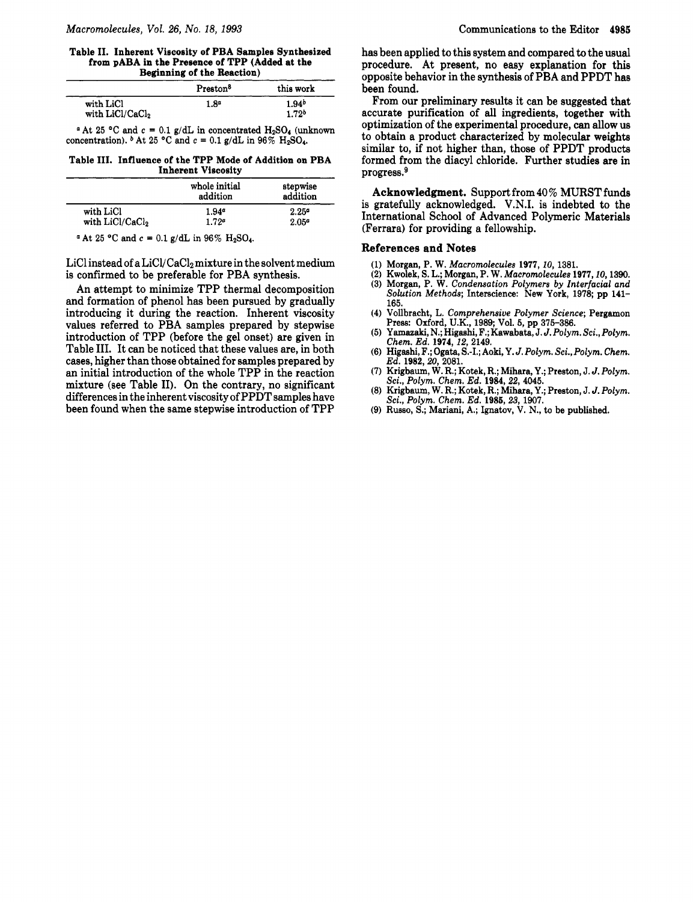**Table II. Inherent Viscosity of PBA Samples Synthesized from pABA in the Presence of TPP (Added at the Beginning of the Reaction)**

| | Preston[8] | this work |
|---|---|---|
| with LiCl | 1.8[a] | 1.94[b] |
| with $LiCl/CaCl_2$ | | 1.72[b] |

[a] At 25 °C and $c$ = 0.1 g/dL in concentrated $H_2SO_4$ (unknown concentration). [b] At 25 °C and $c$ = 0.1 g/dL in 96% $H_2SO_4$.

**Table III. Influence of the TPP Mode of Addition on PBA Inherent Viscosity**

| | whole initial addition | stepwise addition |
|---|---|---|
| with LiCl | 1.94[a] | 2.25[a] |
| with $LiCl/CaCl_2$ | 1.72[a] | 2.05[a] |

[a] At 25 °C and $c$ = 0.1 g/dL in 96% $H_2SO_4$.

LiCl instead of a $LiCl/CaCl_2$ mixture in the solvent medium is confirmed to be preferable for PBA synthesis.

An attempt to minimize TPP thermal decomposition and formation of phenol has been pursued by gradually introducing it during the reaction. Inherent viscosity values referred to PBA samples prepared by stepwise introduction of TPP (before the gel onset) are given in Table III. It can be noticed that these values are, in both cases, higher than those obtained for samples prepared by an initial introduction of the whole TPP in the reaction mixture (see Table II). On the contrary, no significant differences in the inherent viscosity of PPDT samples have been found when the same stepwise introduction of TPP has been applied to this system and compared to the usual procedure. At present, no easy explanation for this opposite behavior in the synthesis of PBA and PPDT has been found.

From our preliminary results it can be suggested that accurate purification of all ingredients, together with optimization of the experimental procedure, can allow us to obtain a product characterized by molecular weights similar to, if not higher than, those of PPDT products formed from the diacyl chloride. Further studies are in progress.[9]

**Acknowledgment.** Support from 40% MURST funds is gratefully acknowledged. V.N.I. is indebted to the International School of Advanced Polymeric Materials (Ferrara) for providing a fellowship.

## References and Notes

(1) Morgan, P. W. *Macromolecules* **1977**, *10*, 1381.
(2) Kwolek, S. L.; Morgan, P. W. *Macromolecules* **1977**, *10*, 1390.
(3) Morgan, P. W. *Condensation Polymers by Interfacial and Solution Methods*; Interscience: New York, 1978; pp 141–165.
(4) Vollbracht, L. *Comprehensive Polymer Science*; Pergamon Press: Oxford, U.K., 1989; Vol. 5, pp 375–386.
(5) Yamazaki, N.; Higashi, F.; Kawabata, J. *J. Polym. Sci., Polym. Chem. Ed.* **1974**, *12*, 2149.
(6) Higashi, F.; Ogata, S.-I.; Aoki, Y. *J. Polym. Sci., Polym. Chem. Ed.* **1982**, *20*, 2081.
(7) Krigbaum, W. R.; Kotek, R.; Mihara, Y.; Preston, J. *J. Polym. Sci., Polym. Chem. Ed.* **1984**, *22*, 4045.
(8) Krigbaum, W. R.; Kotek, R.; Mihara, Y.; Preston, J. *J. Polym. Sci., Polym. Chem. Ed.* **1985**, *23*, 1907.
(9) Russo, S.; Mariani, A.; Ignatov, V. N., to be published.